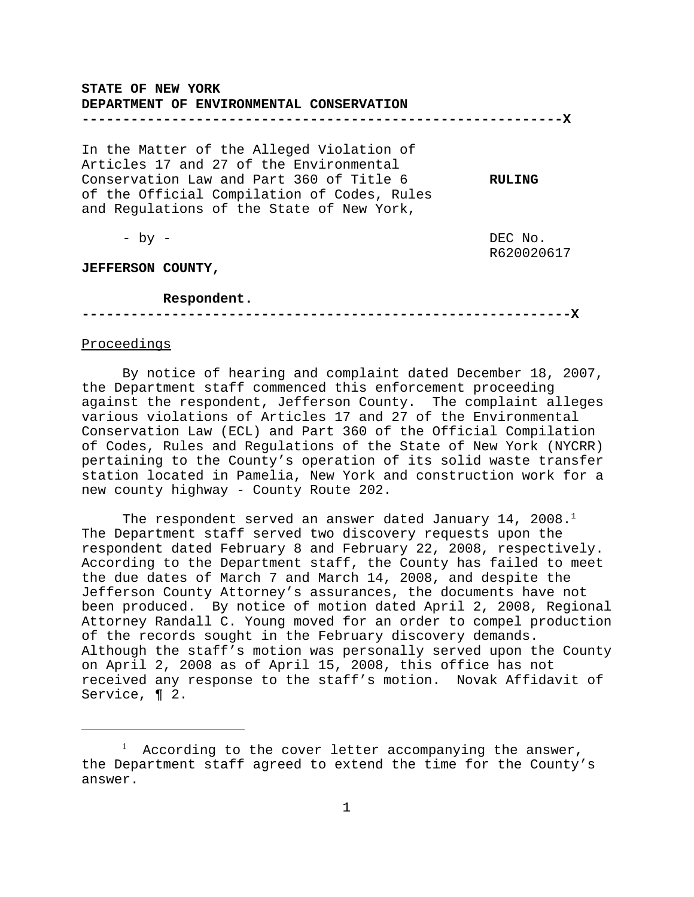**STATE OF NEW YORK**
**DEPARTMENT OF ENVIRONMENTAL CONSERVATION**

---

In the Matter of the Alleged Violation of Articles 17 and 27 of the Environmental Conservation Law and Part 360 of Title 6 of the Official Compilation of Codes, Rules and Regulations of the State of New York,

- by -

**JEFFERSON COUNTY,**

**Respondent.**

**RULING**

DEC No. R620020617

---

Proceedings

By notice of hearing and complaint dated December 18, 2007, the Department staff commenced this enforcement proceeding against the respondent, Jefferson County. The complaint alleges various violations of Articles 17 and 27 of the Environmental Conservation Law (ECL) and Part 360 of the Official Compilation of Codes, Rules and Regulations of the State of New York (NYCRR) pertaining to the County's operation of its solid waste transfer station located in Pamelia, New York and construction work for a new county highway - County Route 202.

The respondent served an answer dated January 14, 2008.[1] The Department staff served two discovery requests upon the respondent dated February 8 and February 22, 2008, respectively. According to the Department staff, the County has failed to meet the due dates of March 7 and March 14, 2008, and despite the Jefferson County Attorney's assurances, the documents have not been produced. By notice of motion dated April 2, 2008, Regional Attorney Randall C. Young moved for an order to compel production of the records sought in the February discovery demands. Although the staff's motion was personally served upon the County on April 2, 2008 as of April 15, 2008, this office has not received any response to the staff's motion. Novak Affidavit of Service, ¶ 2.

---

[1] According to the cover letter accompanying the answer, the Department staff agreed to extend the time for the County's answer.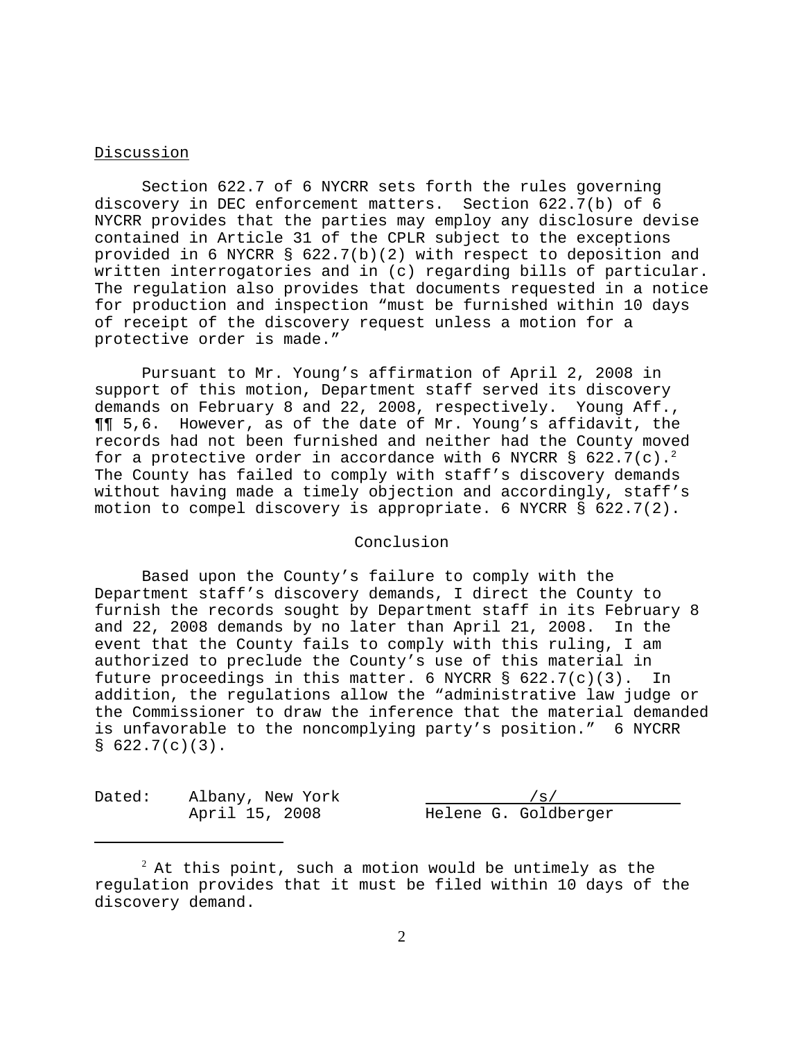## Discussion

Section 622.7 of 6 NYCRR sets forth the rules governing discovery in DEC enforcement matters. Section 622.7(b) of 6 NYCRR provides that the parties may employ any disclosure devise contained in Article 31 of the CPLR subject to the exceptions provided in 6 NYCRR § 622.7(b)(2) with respect to deposition and written interrogatories and in (c) regarding bills of particular. The regulation also provides that documents requested in a notice for production and inspection "must be furnished within 10 days of receipt of the discovery request unless a motion for a protective order is made."

Pursuant to Mr. Young's affirmation of April 2, 2008 in support of this motion, Department staff served its discovery demands on February 8 and 22, 2008, respectively. Young Aff., ¶¶ 5,6. However, as of the date of Mr. Young's affidavit, the records had not been furnished and neither had the County moved for a protective order in accordance with 6 NYCRR § 622.7(c).[2] The County has failed to comply with staff's discovery demands without having made a timely objection and accordingly, staff's motion to compel discovery is appropriate. 6 NYCRR § 622.7(2).

## Conclusion

Based upon the County's failure to comply with the Department staff's discovery demands, I direct the County to furnish the records sought by Department staff in its February 8 and 22, 2008 demands by no later than April 21, 2008. In the event that the County fails to comply with this ruling, I am authorized to preclude the County's use of this material in future proceedings in this matter. 6 NYCRR § 622.7(c)(3). In addition, the regulations allow the "administrative law judge or the Commissioner to draw the inference that the material demanded is unfavorable to the noncomplying party's position." 6 NYCRR § 622.7(c)(3).

Dated: Albany, New York
April 15, 2008

/s/
Helene G. Goldberger

---

[2] At this point, such a motion would be untimely as the regulation provides that it must be filed within 10 days of the discovery demand.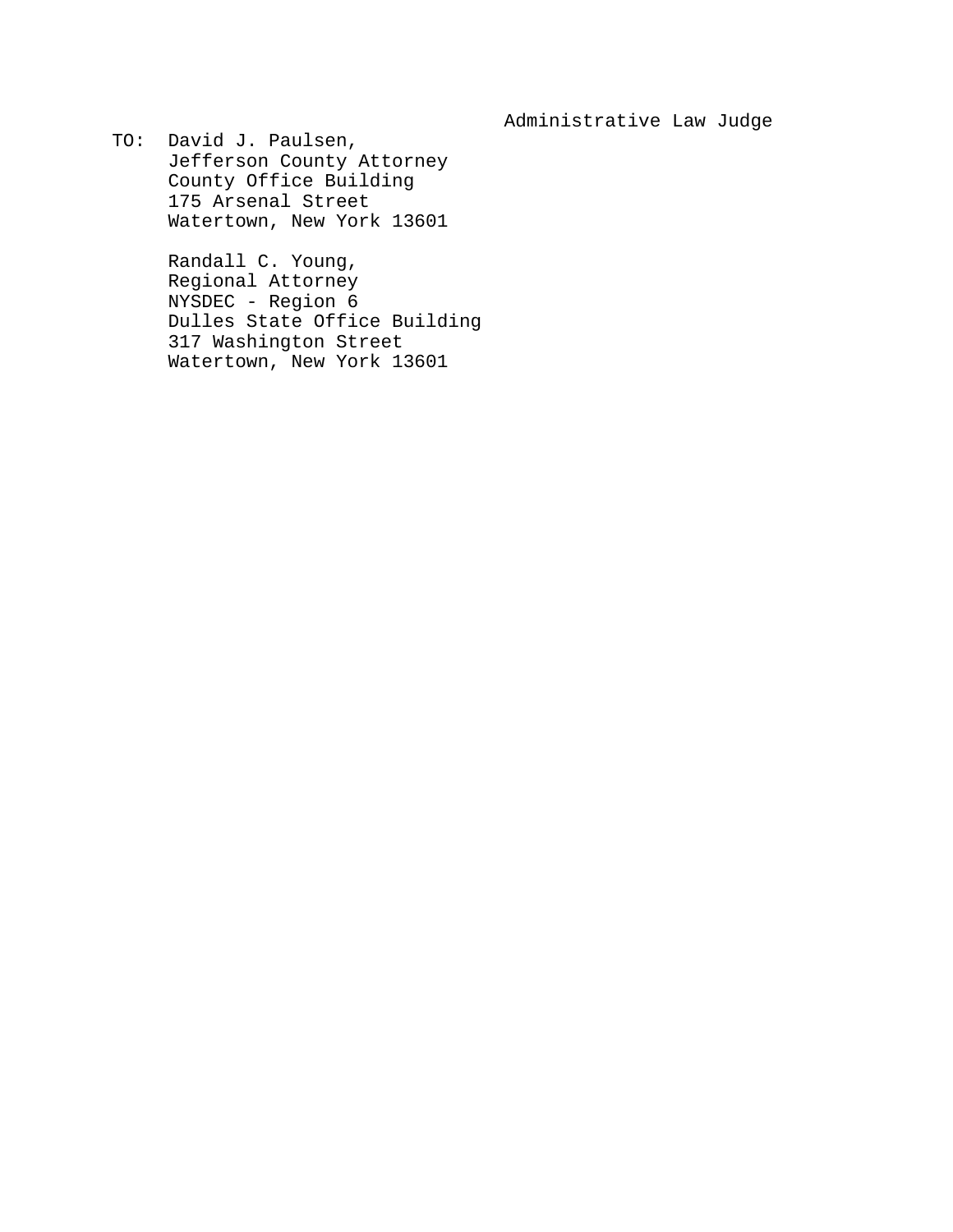Administrative Law Judge

TO: David J. Paulsen,
Jefferson County Attorney
County Office Building
175 Arsenal Street
Watertown, New York 13601

Randall C. Young,
Regional Attorney
NYSDEC - Region 6
Dulles State Office Building
317 Washington Street
Watertown, New York 13601